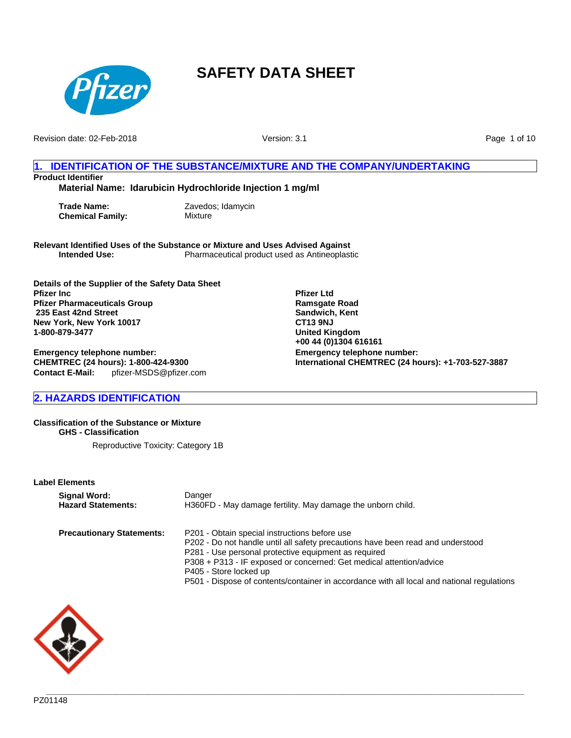# SAFETY DATA SHEET

Revision date: 02-Feb-2018

Version: 3.1

## 1. IDENTIFICATION OF THE SUBSTANCE/MIXTURE AND THE COMPANY/UNDERTAKING

**Product Identifier**

**Material Name: Idarubicin Hydrochloride Injection 1 mg/ml**

**Trade Name:** Zavedos; Idamycin
**Chemical Family:** Mixture

**Relevant Identified Uses of the Substance or Mixture and Uses Advised Against**
**Intended Use:** Pharmaceutical product used as Antineoplastic

**Details of the Supplier of the Safety Data Sheet**

**Pfizer Inc**
**Pfizer Pharmaceuticals Group**
**235 East 42nd Street**
**New York, New York 10017**
**1-800-879-3477**

**Emergency telephone number:**
**CHEMTREC (24 hours): 1-800-424-9300**
**Contact E-Mail:** pfizer-MSDS@pfizer.com

**Pfizer Ltd**
**Ramsgate Road**
**Sandwich, Kent**
**CT13 9NJ**
**United Kingdom**
**+00 44 (0)1304 616161**
**Emergency telephone number:**
**International CHEMTREC (24 hours): +1-703-527-3887**

## 2. HAZARDS IDENTIFICATION

**Classification of the Substance or Mixture**

**GHS - Classification**

Reproductive Toxicity: Category 1B

**Label Elements**

**Signal Word:** Danger
**Hazard Statements:** H360FD - May damage fertility. May damage the unborn child.

**Precautionary Statements:**
P201 - Obtain special instructions before use
P202 - Do not handle until all safety precautions have been read and understood
P281 - Use personal protective equipment as required
P308 + P313 - IF exposed or concerned: Get medical attention/advice
P405 - Store locked up
P501 - Dispose of contents/container in accordance with all local and national regulations

PZ01148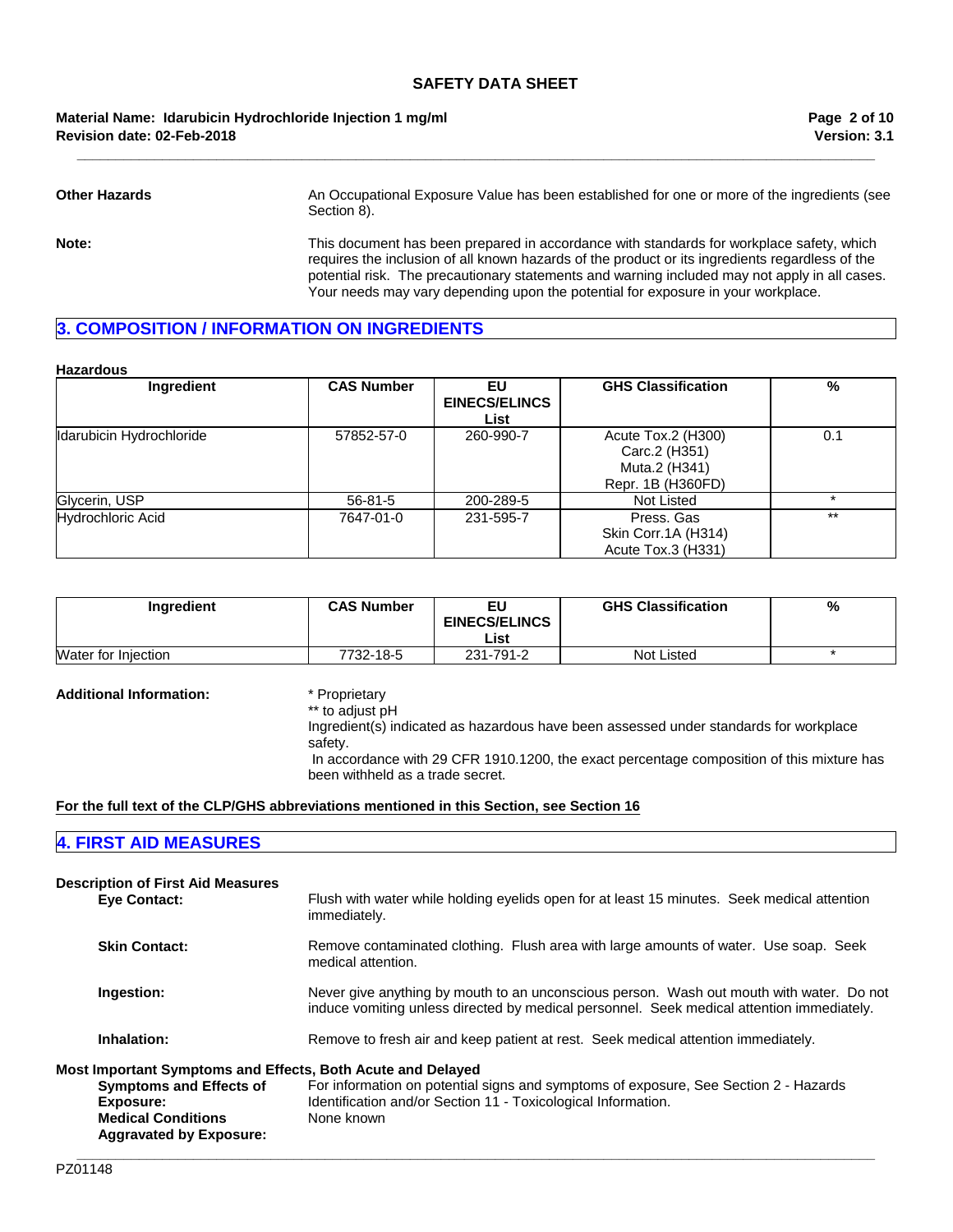**Other Hazards** An Occupational Exposure Value has been established for one or more of the ingredients (see Section 8).

**Note:** This document has been prepared in accordance with standards for workplace safety, which requires the inclusion of all known hazards of the product or its ingredients regardless of the potential risk. The precautionary statements and warning included may not apply in all cases. Your needs may vary depending upon the potential for exposure in your workplace.

## 3. COMPOSITION / INFORMATION ON INGREDIENTS

**Hazardous**

| Ingredient | CAS Number | EU EINECS/ELINCS List | GHS Classification | % |
|---|---|---|---|---|
| Idarubicin Hydrochloride | 57852-57-0 | 260-990-7 | Acute Tox.2 (H300)<br>Carc.2 (H351)<br>Muta.2 (H341)<br>Repr. 1B (H360FD) | 0.1 |
| Glycerin, USP | 56-81-5 | 200-289-5 | Not Listed | * |
| Hydrochloric Acid | 7647-01-0 | 231-595-7 | Press. Gas<br>Skin Corr.1A (H314)<br>Acute Tox.3 (H331) | ** |

| Ingredient | CAS Number | EU EINECS/ELINCS List | GHS Classification | % |
|---|---|---|---|---|
| Water for Injection | 7732-18-5 | 231-791-2 | Not Listed | * |

**Additional Information:**
* Proprietary
** to adjust pH
Ingredient(s) indicated as hazardous have been assessed under standards for workplace safety.
In accordance with 29 CFR 1910.1200, the exact percentage composition of this mixture has been withheld as a trade secret.

**For the full text of the CLP/GHS abbreviations mentioned in this Section, see Section 16**

## 4. FIRST AID MEASURES

**Description of First Aid Measures**

**Eye Contact:** Flush with water while holding eyelids open for at least 15 minutes. Seek medical attention immediately.

**Skin Contact:** Remove contaminated clothing. Flush area with large amounts of water. Use soap. Seek medical attention.

**Ingestion:** Never give anything by mouth to an unconscious person. Wash out mouth with water. Do not induce vomiting unless directed by medical personnel. Seek medical attention immediately.

**Inhalation:** Remove to fresh air and keep patient at rest. Seek medical attention immediately.

**Most Important Symptoms and Effects, Both Acute and Delayed**

**Symptoms and Effects of Exposure:** For information on potential signs and symptoms of exposure, See Section 2 - Hazards Identification and/or Section 11 - Toxicological Information.

**Medical Conditions Aggravated by Exposure:** None known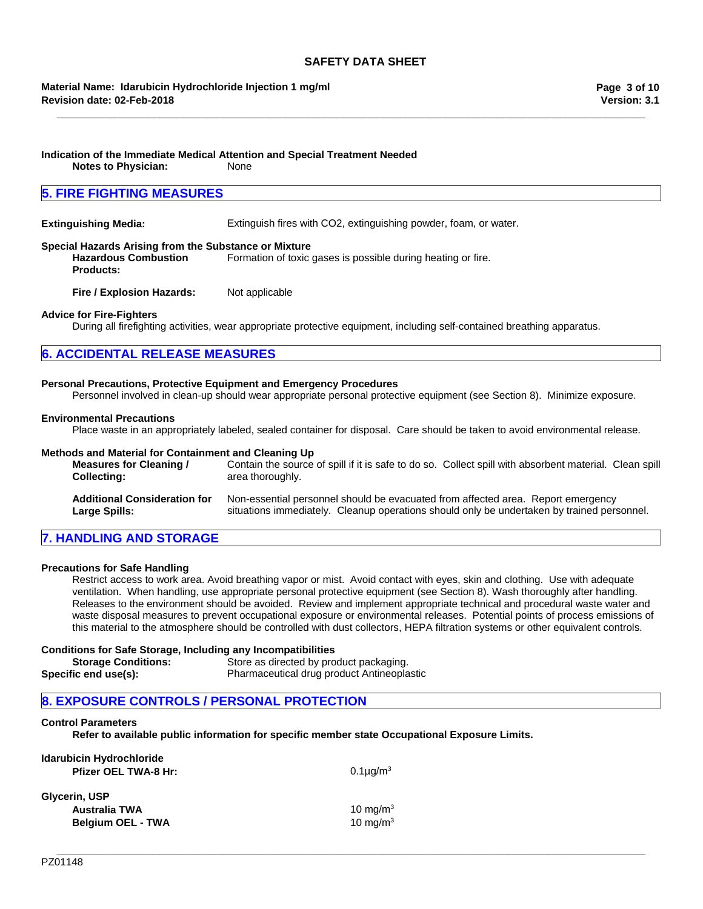**Indication of the Immediate Medical Attention and Special Treatment Needed**

**Notes to Physician:** None

## 5. FIRE FIGHTING MEASURES

**Extinguishing Media:** Extinguish fires with $CO_2$, extinguishing powder, foam, or water.

**Special Hazards Arising from the Substance or Mixture**

**Hazardous Combustion Products:** Formation of toxic gases is possible during heating or fire.

**Fire / Explosion Hazards:** Not applicable

**Advice for Fire-Fighters**

During all firefighting activities, wear appropriate protective equipment, including self-contained breathing apparatus.

## 6. ACCIDENTAL RELEASE MEASURES

**Personal Precautions, Protective Equipment and Emergency Procedures**

Personnel involved in clean-up should wear appropriate personal protective equipment (see Section 8). Minimize exposure.

**Environmental Precautions**

Place waste in an appropriately labeled, sealed container for disposal. Care should be taken to avoid environmental release.

**Methods and Material for Containment and Cleaning Up**

**Measures for Cleaning / Collecting:** Contain the source of spill if it is safe to do so. Collect spill with absorbent material. Clean spill area thoroughly.

**Additional Consideration for Large Spills:** Non-essential personnel should be evacuated from affected area. Report emergency situations immediately. Cleanup operations should only be undertaken by trained personnel.

## 7. HANDLING AND STORAGE

**Precautions for Safe Handling**

Restrict access to work area. Avoid breathing vapor or mist. Avoid contact with eyes, skin and clothing. Use with adequate ventilation. When handling, use appropriate personal protective equipment (see Section 8). Wash thoroughly after handling. Releases to the environment should be avoided. Review and implement appropriate technical and procedural waste water and waste disposal measures to prevent occupational exposure or environmental releases. Potential points of process emissions of this material to the atmosphere should be controlled with dust collectors, HEPA filtration systems or other equivalent controls.

**Conditions for Safe Storage, Including any Incompatibilities**

**Storage Conditions:** Store as directed by product packaging.

**Specific end use(s):** Pharmaceutical drug product Antineoplastic

## 8. EXPOSURE CONTROLS / PERSONAL PROTECTION

**Control Parameters**

**Refer to available public information for specific member state Occupational Exposure Limits.**

**Idarubicin Hydrochloride**

**Pfizer OEL TWA-8 Hr:** 0.1µg/$m^3$

**Glycerin, USP**

**Australia TWA** 10 mg/$m^3$

**Belgium OEL - TWA** 10 mg/$m^3$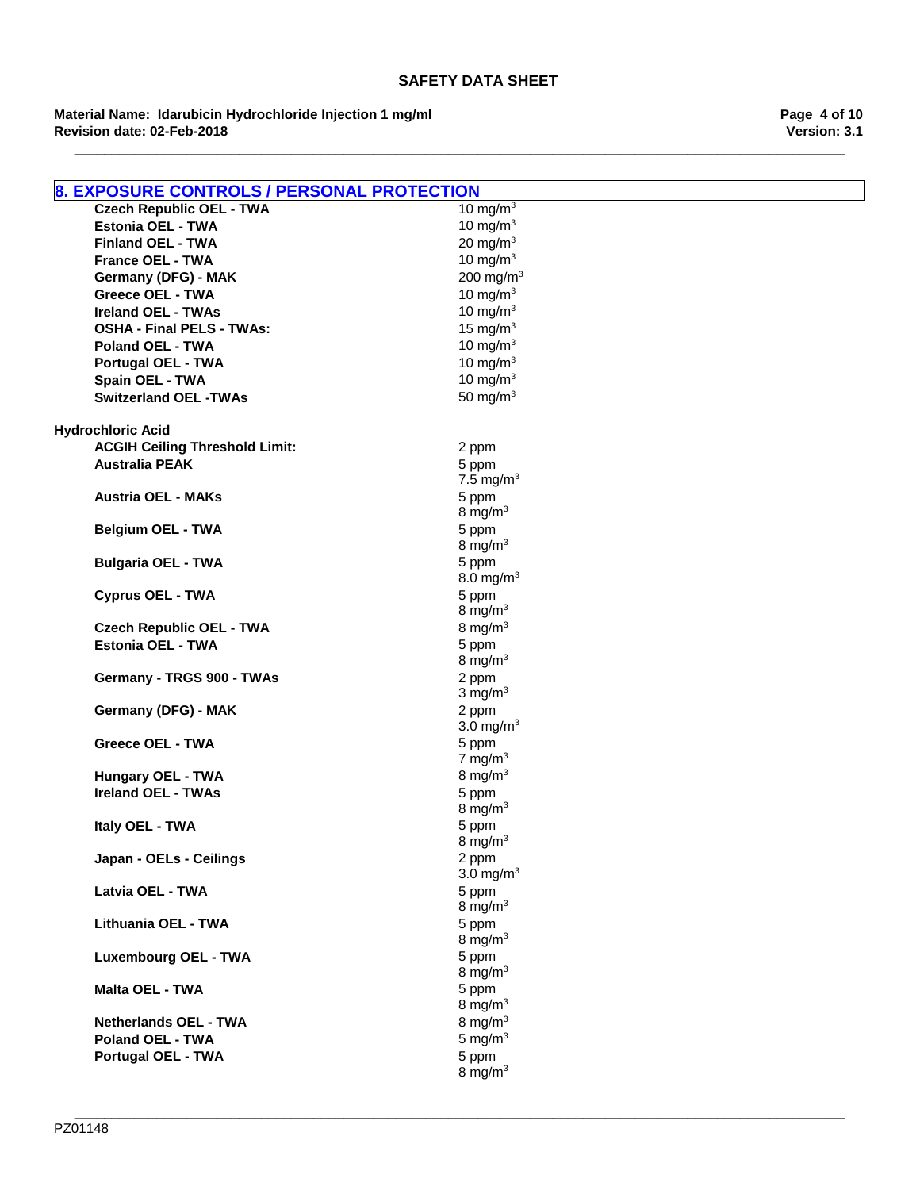## 8. EXPOSURE CONTROLS / PERSONAL PROTECTION

| | |
|---|---|
| **Czech Republic OEL - TWA** | 10 mg/m$^3$ |
| **Estonia OEL - TWA** | 10 mg/m$^3$ |
| **Finland OEL - TWA** | 20 mg/m$^3$ |
| **France OEL - TWA** | 10 mg/m$^3$ |
| **Germany (DFG) - MAK** | 200 mg/m$^3$ |
| **Greece OEL - TWA** | 10 mg/m$^3$ |
| **Ireland OEL - TWAs** | 10 mg/m$^3$ |
| **OSHA - Final PELS - TWAs:** | 15 mg/m$^3$ |
| **Poland OEL - TWA** | 10 mg/m$^3$ |
| **Portugal OEL - TWA** | 10 mg/m$^3$ |
| **Spain OEL - TWA** | 10 mg/m$^3$ |
| **Switzerland OEL -TWAs** | 50 mg/m$^3$ |

**Hydrochloric Acid**

| | |
|---|---|
| **ACGIH Ceiling Threshold Limit:** | 2 ppm |
| **Australia PEAK** | 5 ppm<br>7.5 mg/m$^3$ |
| **Austria OEL - MAKs** | 5 ppm<br>8 mg/m$^3$ |
| **Belgium OEL - TWA** | 5 ppm<br>8 mg/m$^3$ |
| **Bulgaria OEL - TWA** | 5 ppm<br>8.0 mg/m$^3$ |
| **Cyprus OEL - TWA** | 5 ppm<br>8 mg/m$^3$ |
| **Czech Republic OEL - TWA** | 8 mg/m$^3$ |
| **Estonia OEL - TWA** | 5 ppm<br>8 mg/m$^3$ |
| **Germany - TRGS 900 - TWAs** | 2 ppm<br>3 mg/m$^3$ |
| **Germany (DFG) - MAK** | 2 ppm<br>3.0 mg/m$^3$ |
| **Greece OEL - TWA** | 5 ppm<br>7 mg/m$^3$ |
| **Hungary OEL - TWA** | 8 mg/m$^3$ |
| **Ireland OEL - TWAs** | 5 ppm<br>8 mg/m$^3$ |
| **Italy OEL - TWA** | 5 ppm<br>8 mg/m$^3$ |
| **Japan - OELs - Ceilings** | 2 ppm<br>3.0 mg/m$^3$ |
| **Latvia OEL - TWA** | 5 ppm<br>8 mg/m$^3$ |
| **Lithuania OEL - TWA** | 5 ppm<br>8 mg/m$^3$ |
| **Luxembourg OEL - TWA** | 5 ppm<br>8 mg/m$^3$ |
| **Malta OEL - TWA** | 5 ppm<br>8 mg/m$^3$ |
| **Netherlands OEL - TWA** | 8 mg/m$^3$ |
| **Poland OEL - TWA** | 5 mg/m$^3$ |
| **Portugal OEL - TWA** | 5 ppm<br>8 mg/m$^3$ |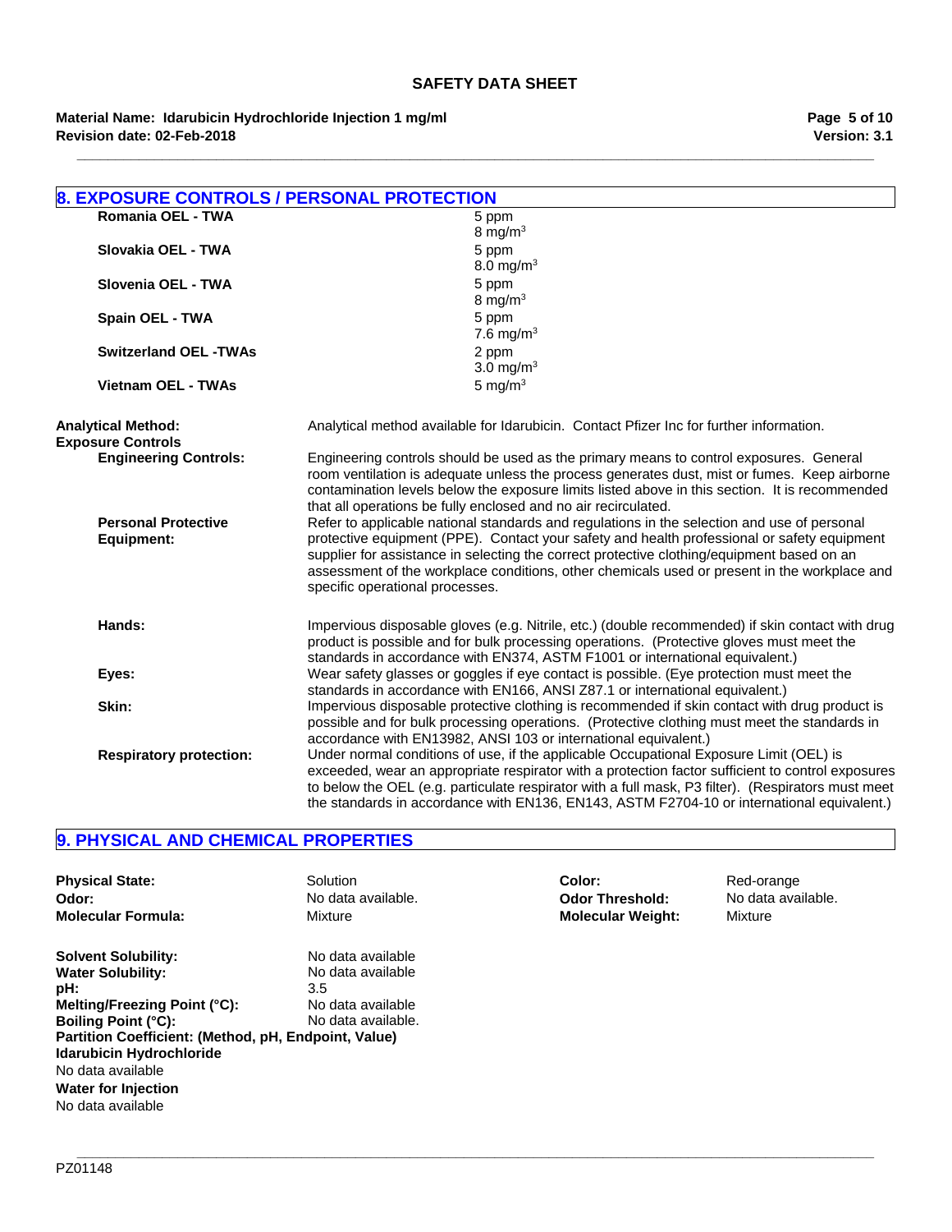## 8. EXPOSURE CONTROLS / PERSONAL PROTECTION

| | |
|---|---|
| **Romania OEL - TWA** | 5 ppm<br>8 mg/m$^3$ |
| **Slovakia OEL - TWA** | 5 ppm<br>8.0 mg/m$^3$ |
| **Slovenia OEL - TWA** | 5 ppm<br>8 mg/m$^3$ |
| **Spain OEL - TWA** | 5 ppm<br>7.6 mg/m$^3$ |
| **Switzerland OEL -TWAs** | 2 ppm<br>3.0 mg/m$^3$ |
| **Vietnam OEL - TWAs** | 5 mg/m$^3$ |

**Analytical Method:** Analytical method available for Idarubicin. Contact Pfizer Inc for further information.

**Exposure Controls**

**Engineering Controls:** Engineering controls should be used as the primary means to control exposures. General room ventilation is adequate unless the process generates dust, mist or fumes. Keep airborne contamination levels below the exposure limits listed above in this section. It is recommended that all operations be fully enclosed and no air recirculated.

**Personal Protective Equipment:** Refer to applicable national standards and regulations in the selection and use of personal protective equipment (PPE). Contact your safety and health professional or safety equipment supplier for assistance in selecting the correct protective clothing/equipment based on an assessment of the workplace conditions, other chemicals used or present in the workplace and specific operational processes.

**Hands:** Impervious disposable gloves (e.g. Nitrile, etc.) (double recommended) if skin contact with drug product is possible and for bulk processing operations. (Protective gloves must meet the standards in accordance with EN374, ASTM F1001 or international equivalent.)

**Eyes:** Wear safety glasses or goggles if eye contact is possible. (Eye protection must meet the standards in accordance with EN166, ANSI Z87.1 or international equivalent.)

**Skin:** Impervious disposable protective clothing is recommended if skin contact with drug product is possible and for bulk processing operations. (Protective clothing must meet the standards in accordance with EN13982, ANSI 103 or international equivalent.)

**Respiratory protection:** Under normal conditions of use, if the applicable Occupational Exposure Limit (OEL) is exceeded, wear an appropriate respirator with a protection factor sufficient to control exposures to below the OEL (e.g. particulate respirator with a full mask, P3 filter). (Respirators must meet the standards in accordance with EN136, EN143, ASTM F2704-10 or international equivalent.)

## 9. PHYSICAL AND CHEMICAL PROPERTIES

| | | | |
|---|---|---|---|
| **Physical State:** | Solution | **Color:** | Red-orange |
| **Odor:** | No data available. | **Odor Threshold:** | No data available. |
| **Molecular Formula:** | Mixture | **Molecular Weight:** | Mixture |

**Solvent Solubility:** No data available
**Water Solubility:** No data available
**pH:** 3.5
**Melting/Freezing Point (°C):** No data available
**Boiling Point (°C):** No data available.
**Partition Coefficient: (Method, pH, Endpoint, Value)**
**Idarubicin Hydrochloride**
No data available
**Water for Injection**
No data available

PZ01148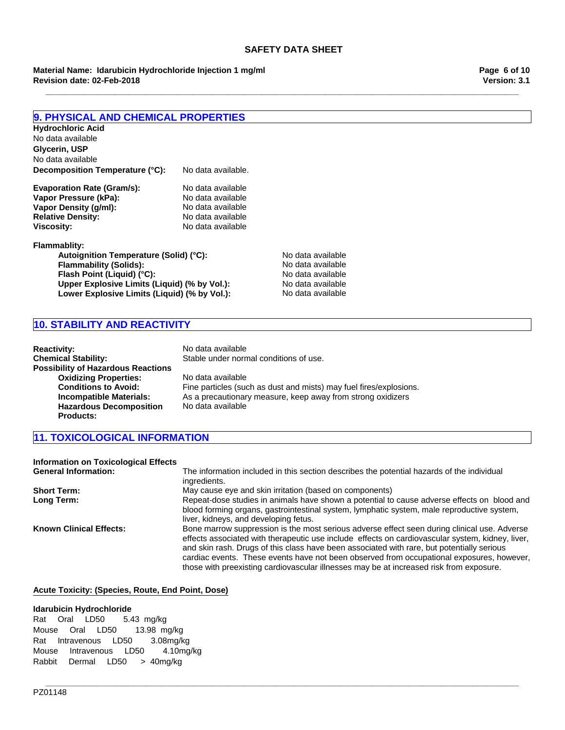## 9. PHYSICAL AND CHEMICAL PROPERTIES

**Hydrochloric Acid**
No data available
**Glycerin, USP**
No data available

**Decomposition Temperature (°C):** No data available.

| | |
|---|---|
| **Evaporation Rate (Gram/s):** | No data available |
| **Vapor Pressure (kPa):** | No data available |
| **Vapor Density (g/ml):** | No data available |
| **Relative Density:** | No data available |
| **Viscosity:** | No data available |

**Flammablity:**

| | |
|---|---|
| **Autoignition Temperature (Solid) (°C):** | No data available |
| **Flammability (Solids):** | No data available |
| **Flash Point (Liquid) (°C):** | No data available |
| **Upper Explosive Limits (Liquid) (% by Vol.):** | No data available |
| **Lower Explosive Limits (Liquid) (% by Vol.):** | No data available |

## 10. STABILITY AND REACTIVITY

**Reactivity:** No data available
**Chemical Stability:** Stable under normal conditions of use.
**Possibility of Hazardous Reactions**
- **Oxidizing Properties:** No data available
- **Conditions to Avoid:** Fine particles (such as dust and mists) may fuel fires/explosions.
- **Incompatible Materials:** As a precautionary measure, keep away from strong oxidizers
- **Hazardous Decomposition Products:** No data available

## 11. TOXICOLOGICAL INFORMATION

**Information on Toxicological Effects**

**General Information:** The information included in this section describes the potential hazards of the individual ingredients.

**Short Term:** May cause eye and skin irritation (based on components)

**Long Term:** Repeat-dose studies in animals have shown a potential to cause adverse effects on blood and blood forming organs, gastrointestinal system, lymphatic system, male reproductive system, liver, kidneys, and developing fetus.

**Known Clinical Effects:** Bone marrow suppression is the most serious adverse effect seen during clinical use. Adverse effects associated with therapeutic use include effects on cardiovascular system, kidney, liver, and skin rash. Drugs of this class have been associated with rare, but potentially serious cardiac events. These events have not been observed from occupational exposures, however, those with preexisting cardiovascular illnesses may be at increased risk from exposure.

**Acute Toxicity: (Species, Route, End Point, Dose)**

**Idarubicin Hydrochloride**

| Species | Route | End Point | Dose |
|---|---|---|---|
| Rat | Oral | LD50 | 5.43 mg/kg |
| Mouse | Oral | LD50 | 13.98 mg/kg |
| Rat | Intravenous | LD50 | 3.08mg/kg |
| Mouse | Intravenous | LD50 | 4.10mg/kg |
| Rabbit | Dermal | LD50 | > 40mg/kg |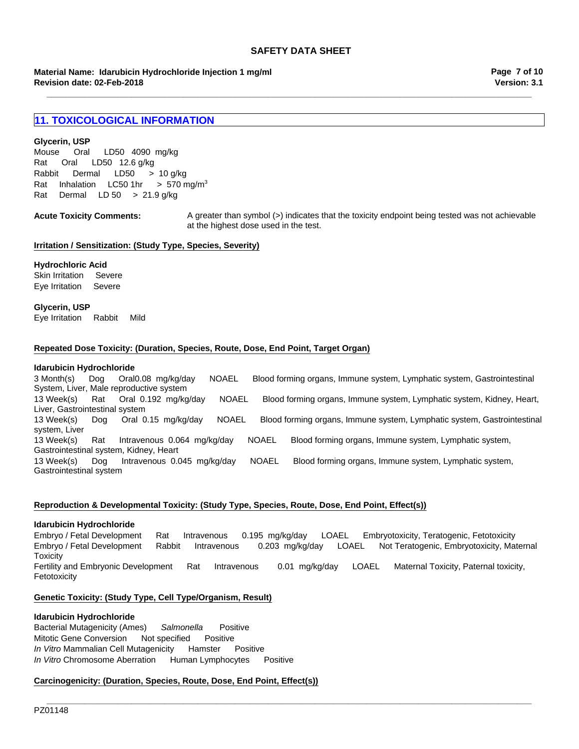## 11. TOXICOLOGICAL INFORMATION

**Glycerin, USP**

Mouse Oral LD50 4090 mg/kg
Rat Oral LD50 12.6 g/kg
Rabbit Dermal LD50 > 10 g/kg
Rat Inhalation LC50 1hr > 570 mg/m$^3$
Rat Dermal LD 50 > 21.9 g/kg

**Acute Toxicity Comments:** A greater than symbol (>) indicates that the toxicity endpoint being tested was not achievable at the highest dose used in the test.

**Irritation / Sensitization: (Study Type, Species, Severity)**

**Hydrochloric Acid**

Skin Irritation Severe
Eye Irritation Severe

**Glycerin, USP**

Eye Irritation Rabbit Mild

**Repeated Dose Toxicity: (Duration, Species, Route, Dose, End Point, Target Organ)**

**Idarubicin Hydrochloride**

3 Month(s) Dog Oral 0.08 mg/kg/day NOAEL Blood forming organs, Immune system, Lymphatic system, Gastrointestinal System, Liver, Male reproductive system
13 Week(s) Rat Oral 0.192 mg/kg/day NOAEL Blood forming organs, Immune system, Lymphatic system, Kidney, Heart, Liver, Gastrointestinal system
13 Week(s) Dog Oral 0.15 mg/kg/day NOAEL Blood forming organs, Immune system, Lymphatic system, Gastrointestinal system, Liver
13 Week(s) Rat Intravenous 0.064 mg/kg/day NOAEL Blood forming organs, Immune system, Lymphatic system, Gastrointestinal system, Kidney, Heart
13 Week(s) Dog Intravenous 0.045 mg/kg/day NOAEL Blood forming organs, Immune system, Lymphatic system, Gastrointestinal system

**Reproduction & Developmental Toxicity: (Study Type, Species, Route, Dose, End Point, Effect(s))**

**Idarubicin Hydrochloride**

Embryo / Fetal Development Rat Intravenous 0.195 mg/kg/day LOAEL Embryotoxicity, Teratogenic, Fetotoxicity
Embryo / Fetal Development Rabbit Intravenous 0.203 mg/kg/day LOAEL Not Teratogenic, Embryotoxicity, Maternal Toxicity
Fertility and Embryonic Development Rat Intravenous 0.01 mg/kg/day LOAEL Maternal Toxicity, Paternal toxicity, Fetotoxicity

**Genetic Toxicity: (Study Type, Cell Type/Organism, Result)**

**Idarubicin Hydrochloride**

Bacterial Mutagenicity (Ames) *Salmonella* Positive
Mitotic Gene Conversion Not specified Positive
*In Vitro* Mammalian Cell Mutagenicity Hamster Positive
*In Vitro* Chromosome Aberration Human Lymphocytes Positive

**Carcinogenicity: (Duration, Species, Route, Dose, End Point, Effect(s))**

PZ01148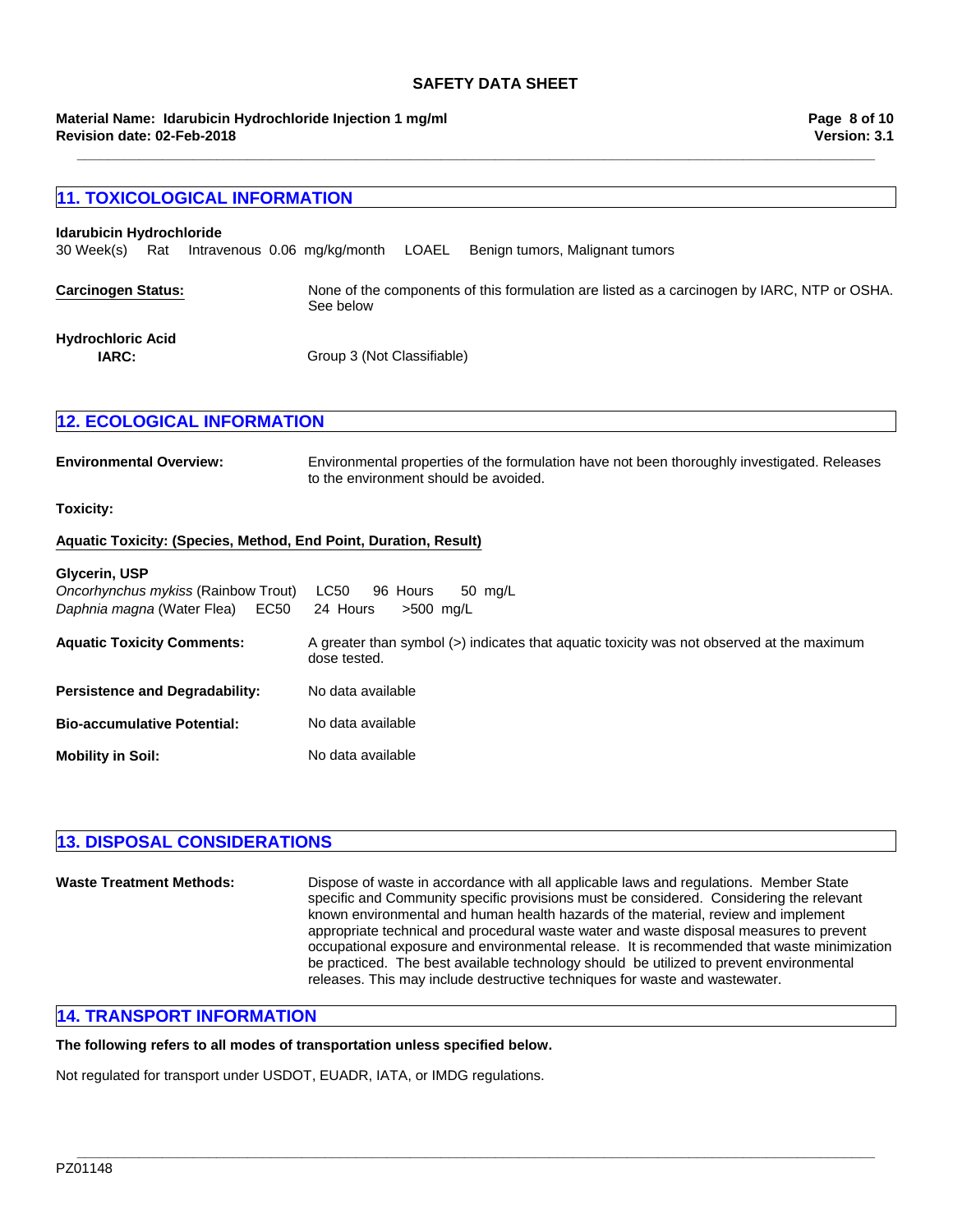## 11. TOXICOLOGICAL INFORMATION

**Idarubicin Hydrochloride**

30 Week(s) Rat Intravenous 0.06 mg/kg/month LOAEL Benign tumors, Malignant tumors

**Carcinogen Status:** None of the components of this formulation are listed as a carcinogen by IARC, NTP or OSHA. See below

**Hydrochloric Acid**

**IARC:** Group 3 (Not Classifiable)

## 12. ECOLOGICAL INFORMATION

**Environmental Overview:** Environmental properties of the formulation have not been thoroughly investigated. Releases to the environment should be avoided.

**Toxicity:**

**Aquatic Toxicity: (Species, Method, End Point, Duration, Result)**

**Glycerin, USP**

*Oncorhynchus mykiss* (Rainbow Trout) LC50 96 Hours 50 mg/L
*Daphnia magna* (Water Flea) EC50 24 Hours >500 mg/L

**Aquatic Toxicity Comments:** A greater than symbol (>) indicates that aquatic toxicity was not observed at the maximum dose tested.

**Persistence and Degradability:** No data available

**Bio-accumulative Potential:** No data available

**Mobility in Soil:** No data available

## 13. DISPOSAL CONSIDERATIONS

**Waste Treatment Methods:** Dispose of waste in accordance with all applicable laws and regulations. Member State specific and Community specific provisions must be considered. Considering the relevant known environmental and human health hazards of the material, review and implement appropriate technical and procedural waste water and waste disposal measures to prevent occupational exposure and environmental release. It is recommended that waste minimization be practiced. The best available technology should be utilized to prevent environmental releases. This may include destructive techniques for waste and wastewater.

## 14. TRANSPORT INFORMATION

**The following refers to all modes of transportation unless specified below.**

Not regulated for transport under USDOT, EUADR, IATA, or IMDG regulations.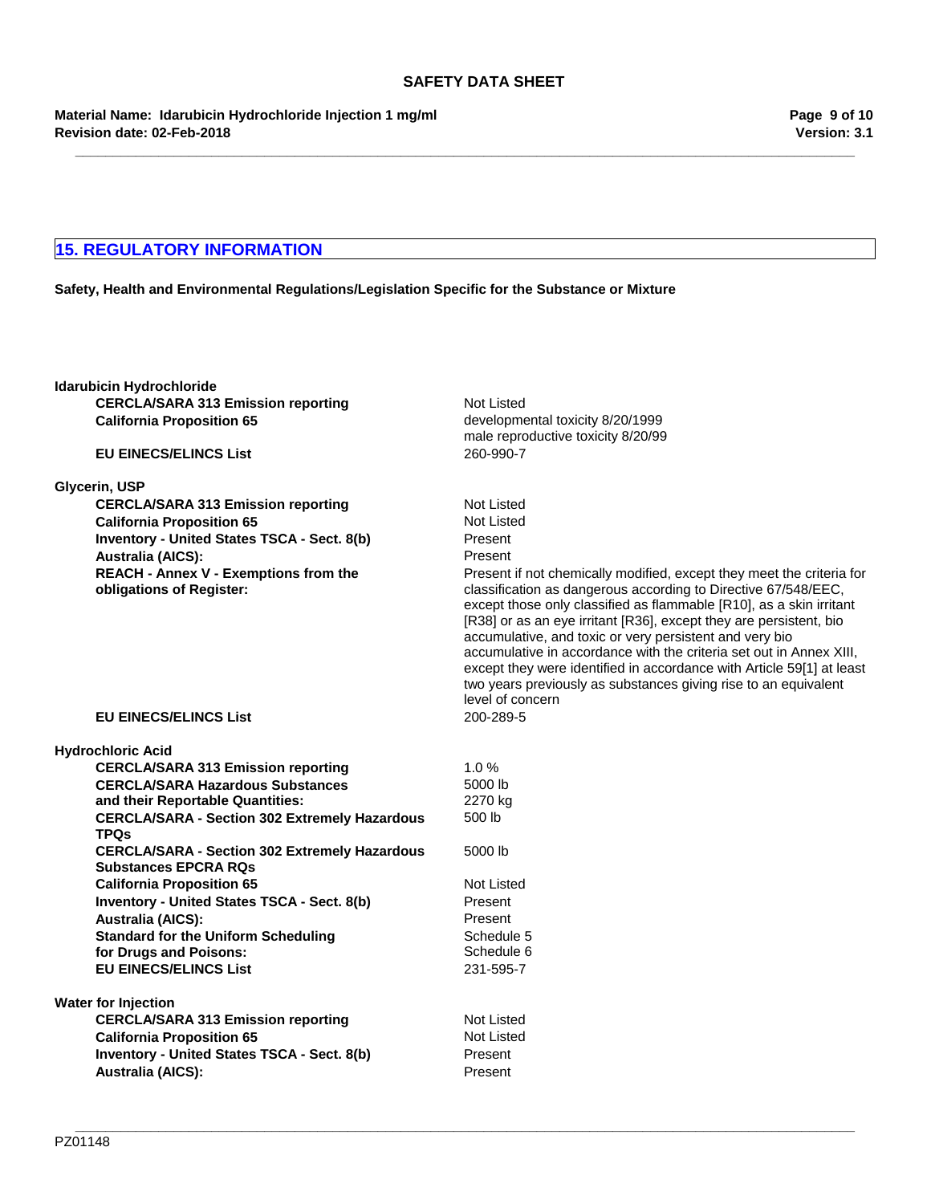## 15. REGULATORY INFORMATION

**Safety, Health and Environmental Regulations/Legislation Specific for the Substance or Mixture**

**Idarubicin Hydrochloride**

| | |
|---|---|
| **CERCLA/SARA 313 Emission reporting** | Not Listed |
| **California Proposition 65** | developmental toxicity 8/20/1999<br>male reproductive toxicity 8/20/99 |
| **EU EINECS/ELINCS List** | 260-990-7 |

**Glycerin, USP**

| | |
|---|---|
| **CERCLA/SARA 313 Emission reporting** | Not Listed |
| **California Proposition 65** | Not Listed |
| **Inventory - United States TSCA - Sect. 8(b)** | Present |
| **Australia (AICS):** | Present |
| **REACH - Annex V - Exemptions from the obligations of Register:** | Present if not chemically modified, except they meet the criteria for classification as dangerous according to Directive 67/548/EEC, except those only classified as flammable [R10], as a skin irritant [R38] or as an eye irritant [R36], except they are persistent, bio accumulative, and toxic or very persistent and very bio accumulative in accordance with the criteria set out in Annex XIII, except they were identified in accordance with Article 59[1] at least two years previously as substances giving rise to an equivalent level of concern |
| **EU EINECS/ELINCS List** | 200-289-5 |

**Hydrochloric Acid**

| | |
|---|---|
| **CERCLA/SARA 313 Emission reporting** | 1.0 % |
| **CERCLA/SARA Hazardous Substances and their Reportable Quantities:** | 5000 lb<br>2270 kg |
| **CERCLA/SARA - Section 302 Extremely Hazardous TPQs** | 500 lb |
| **CERCLA/SARA - Section 302 Extremely Hazardous Substances EPCRA RQs** | 5000 lb |
| **California Proposition 65** | Not Listed |
| **Inventory - United States TSCA - Sect. 8(b)** | Present |
| **Australia (AICS):** | Present |
| **Standard for the Uniform Scheduling for Drugs and Poisons:** | Schedule 5<br>Schedule 6 |
| **EU EINECS/ELINCS List** | 231-595-7 |

**Water for Injection**

| | |
|---|---|
| **CERCLA/SARA 313 Emission reporting** | Not Listed |
| **California Proposition 65** | Not Listed |
| **Inventory - United States TSCA - Sect. 8(b)** | Present |
| **Australia (AICS):** | Present |

PZ01148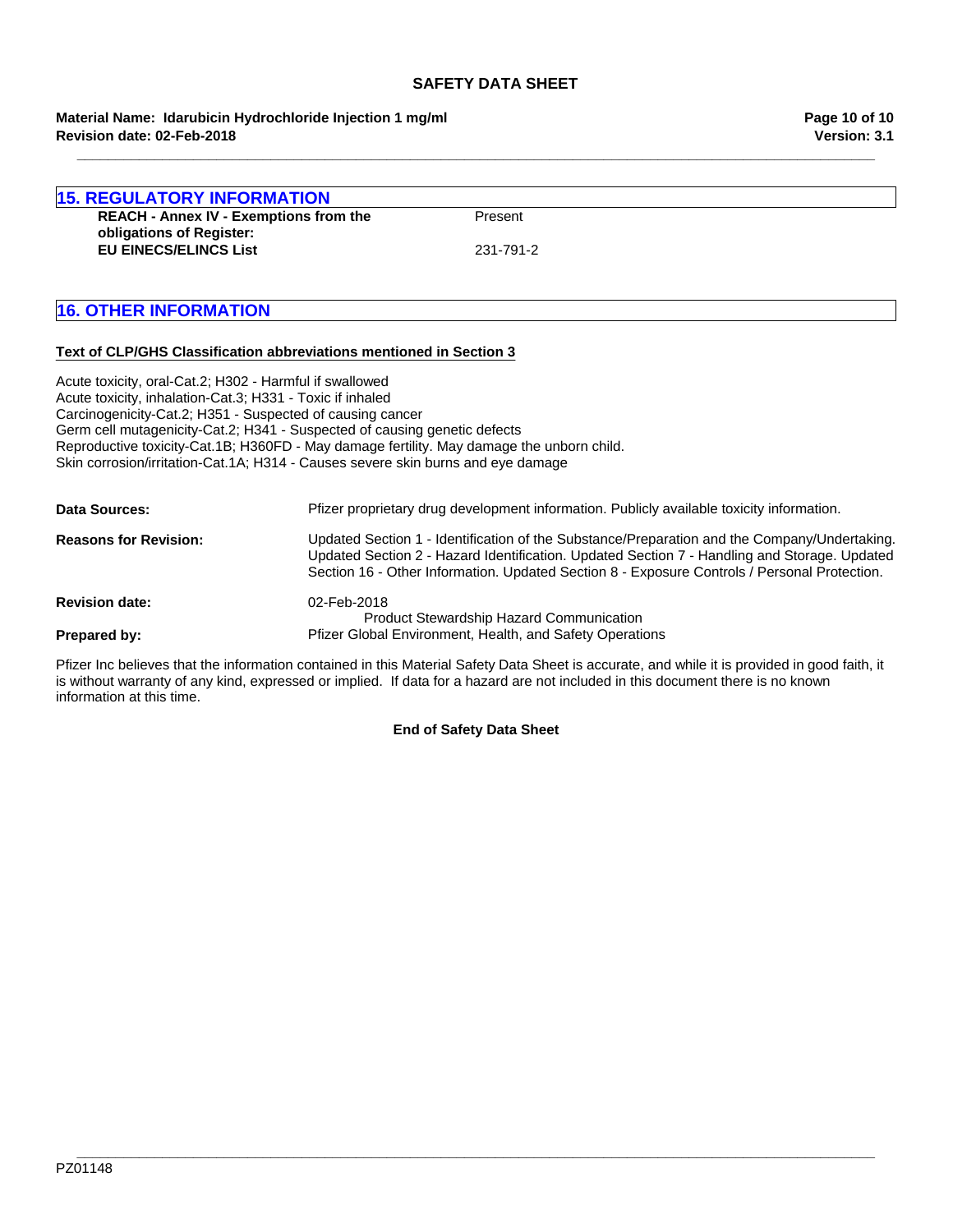## 15. REGULATORY INFORMATION

| | |
|---|---|
| **REACH - Annex IV - Exemptions from the obligations of Register:** | Present |
| **EU EINECS/ELINCS List** | 231-791-2 |

## 16. OTHER INFORMATION

**Text of CLP/GHS Classification abbreviations mentioned in Section 3**

Acute toxicity, oral-Cat.2; H302 - Harmful if swallowed
Acute toxicity, inhalation-Cat.3; H331 - Toxic if inhaled
Carcinogenicity-Cat.2; H351 - Suspected of causing cancer
Germ cell mutagenicity-Cat.2; H341 - Suspected of causing genetic defects
Reproductive toxicity-Cat.1B; H360FD - May damage fertility. May damage the unborn child.
Skin corrosion/irritation-Cat.1A; H314 - Causes severe skin burns and eye damage

**Data Sources:** Pfizer proprietary drug development information. Publicly available toxicity information.

**Reasons for Revision:** Updated Section 1 - Identification of the Substance/Preparation and the Company/Undertaking. Updated Section 2 - Hazard Identification. Updated Section 7 - Handling and Storage. Updated Section 16 - Other Information. Updated Section 8 - Exposure Controls / Personal Protection.

**Revision date:** 02-Feb-2018

**Prepared by:** Product Stewardship Hazard Communication
Pfizer Global Environment, Health, and Safety Operations

Pfizer Inc believes that the information contained in this Material Safety Data Sheet is accurate, and while it is provided in good faith, it is without warranty of any kind, expressed or implied. If data for a hazard are not included in this document there is no known information at this time.

**End of Safety Data Sheet**